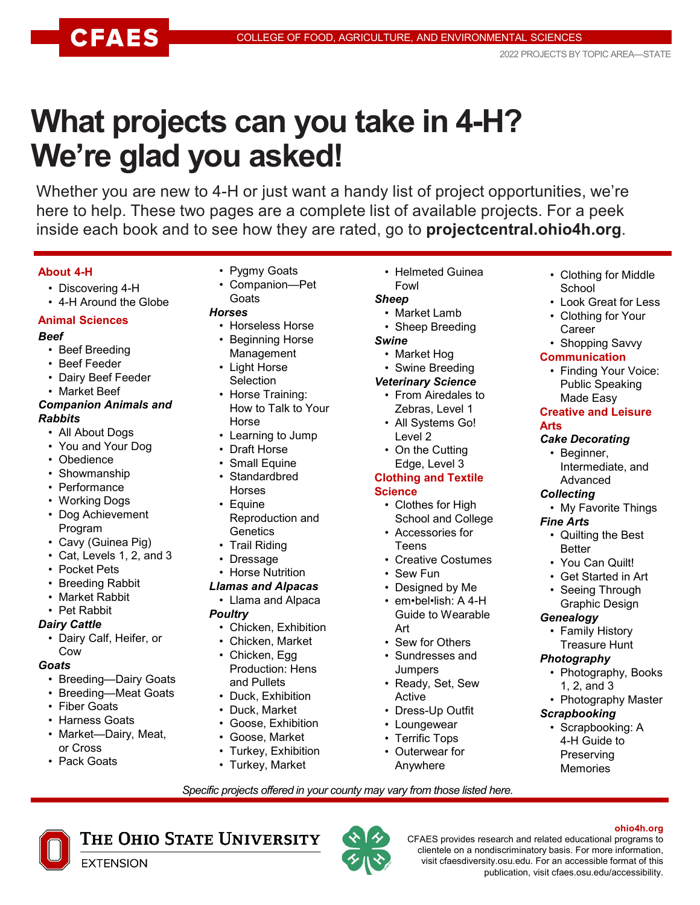# What projects can you take in 4-H? We're glad you asked!

Whether you are new to 4-H or just want a handy list of project opportunities, we're here to help. These two pages are a complete list of available projects. For a peek inside each book and to see how they are rated, go to **projectcentral.ohio4h.org**.

## About 4-H

- Discovering 4-H
- 4-H Around the Globe

## Animal Sciences

### *Beef*

- Beef Breeding
- Beef Feeder
- Dairy Beef Feeder
- Market Beef

### *Companion Animals and Rabbits*

- All About Dogs
- You and Your Dog
- Obedience
- Showmanship
- Performance
- Working Dogs
- Dog Achievement Program
- Cavy (Guinea Pig)
- Cat, Levels 1, 2, and 3
- Pocket Pets
- Breeding Rabbit
- Market Rabbit
- Pet Rabbit

### *Dairy Cattle*

- Dairy Calf, Heifer, or Cow

### *Goats*

- Breeding—Dairy Goats
- Breeding—Meat Goats
- Fiber Goats
- Harness Goats
- Market—Dairy, Meat, or Cross
- Pack Goats
- Pygmy Goats
- Companion—Pet Goats

### *Horses*

- Horseless Horse
- Beginning Horse Management
- Light Horse Selection
- Horse Training: How to Talk to Your Horse
- Learning to Jump
- Draft Horse
- Small Equine
- Standardbred Horses
- Equine Reproduction and Genetics
- Trail Riding
- Dressage
- Horse Nutrition

### *Llamas and Alpacas*

- Llama and Alpaca

### *Poultry*

- Chicken, Exhibition
- Chicken, Market
- Chicken, Egg Production: Hens and Pullets
- Duck, Exhibition
- Duck, Market
- Goose, Exhibition
- Goose, Market
- Turkey, Exhibition
- Turkey, Market
- Helmeted Guinea Fowl

### *Sheep*

- Market Lamb
- Sheep Breeding

### *Swine*

- Market Hog
- Swine Breeding

### *Veterinary Science*

- From Airedales to Zebras, Level 1
- All Systems Go! Level 2
- On the Cutting Edge, Level 3

## Clothing and Textile Science

- Clothes for High School and College
- Accessories for Teens
- Creative Costumes
- Sew Fun
- Designed by Me
- em•bel•lish: A 4-H Guide to Wearable Art
- Sew for Others
- Sundresses and Jumpers
- Ready, Set, Sew Active
- Dress-Up Outfit
- Loungewear
- Terrific Tops
- Outerwear for Anywhere
- Clothing for Middle School
- Look Great for Less
- Clothing for Your Career
- Shopping Savvy

## Communication

- Finding Your Voice: Public Speaking Made Easy

## Creative and Leisure Arts

### *Cake Decorating*

- Beginner, Intermediate, and Advanced

### *Collecting*

- My Favorite Things

### *Fine Arts*

- Quilting the Best Better
- You Can Quilt!
- Get Started in Art
- Seeing Through Graphic Design

### *Genealogy*

- Family History Treasure Hunt

### *Photography*

- Photography, Books 1, 2, and 3
- Photography Master

### *Scrapbooking*

- Scrapbooking: A 4-H Guide to Preserving Memories

*Specific projects offered in your county may vary from those listed here.*

ohio4h.org

CFAES provides research and related educational programs to clientele on a nondiscriminatory basis. For more information, visit cfaesdiversity.osu.edu. For an accessible format of this publication, visit cfaes.osu.edu/accessibility.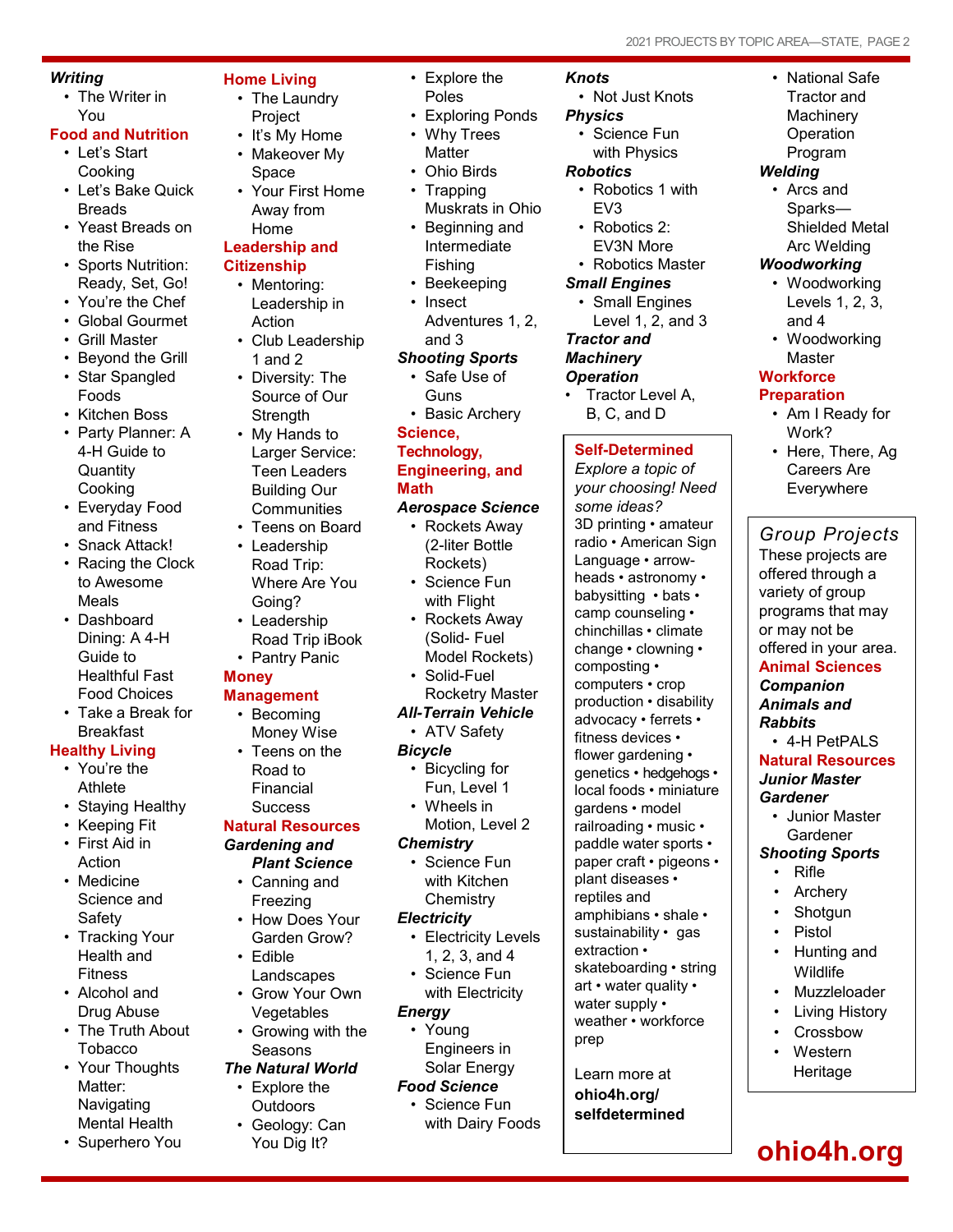***Writing***

- The Writer in You

## Food and Nutrition

- Let's Start Cooking
- Let's Bake Quick Breads
- Yeast Breads on the Rise
- Sports Nutrition: Ready, Set, Go!
- You're the Chef
- Global Gourmet
- Grill Master
- Beyond the Grill
- Star Spangled Foods
- Kitchen Boss
- Party Planner: A 4-H Guide to Quantity Cooking
- Everyday Food and Fitness
- Snack Attack!
- Racing the Clock to Awesome Meals
- Dashboard Dining: A 4-H Guide to Healthful Fast Food Choices
- Take a Break for Breakfast

## Healthy Living

- You're the Athlete
- Staying Healthy
- Keeping Fit
- First Aid in Action
- Medicine Science and Safety
- Tracking Your Health and Fitness
- Alcohol and Drug Abuse
- The Truth About Tobacco
- Your Thoughts Matter: Navigating Mental Health
- Superhero You

## Home Living

- The Laundry Project
- It's My Home
- Makeover My Space
- Your First Home Away from Home

## Leadership and Citizenship

- Mentoring: Leadership in Action
- Club Leadership 1 and 2
- Diversity: The Source of Our Strength
- My Hands to Larger Service: Teen Leaders Building Our Communities
- Teens on Board
- Leadership Road Trip: Where Are You Going?
- Leadership Road Trip iBook
- Pantry Panic

## Money Management

- Becoming Money Wise
- Teens on the Road to Financial Success

## Natural Resources

***Gardening and Plant Science***

- Canning and Freezing
- How Does Your Garden Grow?
- Edible Landscapes
- Grow Your Own Vegetables
- Growing with the Seasons

***The Natural World***

- Explore the Outdoors
- Geology: Can You Dig It?
- Explore the Poles
- Exploring Ponds
- Why Trees Matter
- Ohio Birds
- Trapping Muskrats in Ohio
- Beginning and Intermediate Fishing
- Beekeeping
- Insect Adventures 1, 2, and 3

***Shooting Sports***

- Safe Use of Guns
- Basic Archery

## Science, Technology, Engineering, and Math

***Aerospace Science***

- Rockets Away (2-liter Bottle Rockets)
- Science Fun with Flight
- Rockets Away (Solid- Fuel Model Rockets)
- Solid-Fuel Rocketry Master

***All-Terrain Vehicle***

- ATV Safety

***Bicycle***

- Bicycling for Fun, Level 1
- Wheels in Motion, Level 2

***Chemistry***

- Science Fun with Kitchen Chemistry

***Electricity***

- Electricity Levels 1, 2, 3, and 4
- Science Fun with Electricity

***Energy***

- Young Engineers in Solar Energy

***Food Science***

- Science Fun with Dairy Foods

***Knots***

- Not Just Knots

***Physics***

- Science Fun with Physics

***Robotics***

- Robotics 1 with EV3
- Robotics 2: EV3N More
- Robotics Master

***Small Engines***

- Small Engines Level 1, 2, and 3

***Tractor and Machinery Operation***

- Tractor Level A, B, C, and D
- National Safe Tractor and Machinery Operation Program

***Welding***

- Arcs and Sparks—Shielded Metal Arc Welding

***Woodworking***

- Woodworking Levels 1, 2, 3, and 4
- Woodworking Master

## Workforce Preparation

- Am I Ready for Work?
- Here, There, Ag Careers Are Everywhere

## Self-Determined

*Explore a topic of your choosing! Need some ideas?*

3D printing • amateur radio • American Sign Language • arrow-heads • astronomy • babysitting • bats • camp counseling • chinchillas • climate change • clowning • composting • computers • crop production • disability advocacy • ferrets • fitness devices • flower gardening • genetics • hedgehogs • local foods • miniature gardens • model railroading • music • paddle water sports • paper craft • pigeons • plant diseases • reptiles and amphibians • shale • sustainability • gas extraction • skateboarding • string art • water quality • water supply • weather • workforce prep

Learn more at **ohio4h.org/selfdetermined**

## Group Projects

These projects are offered through a variety of group programs that may or may not be offered in your area.

### Animal Sciences

***Companion Animals and Rabbits***

- 4-H PetPALS

### Natural Resources

***Junior Master Gardener***

- Junior Master Gardener

***Shooting Sports***

- Rifle
- Archery
- Shotgun
- Pistol
- Hunting and Wildlife
- Muzzleloader
- Living History
- Crossbow
- Western Heritage

**ohio4h.org**